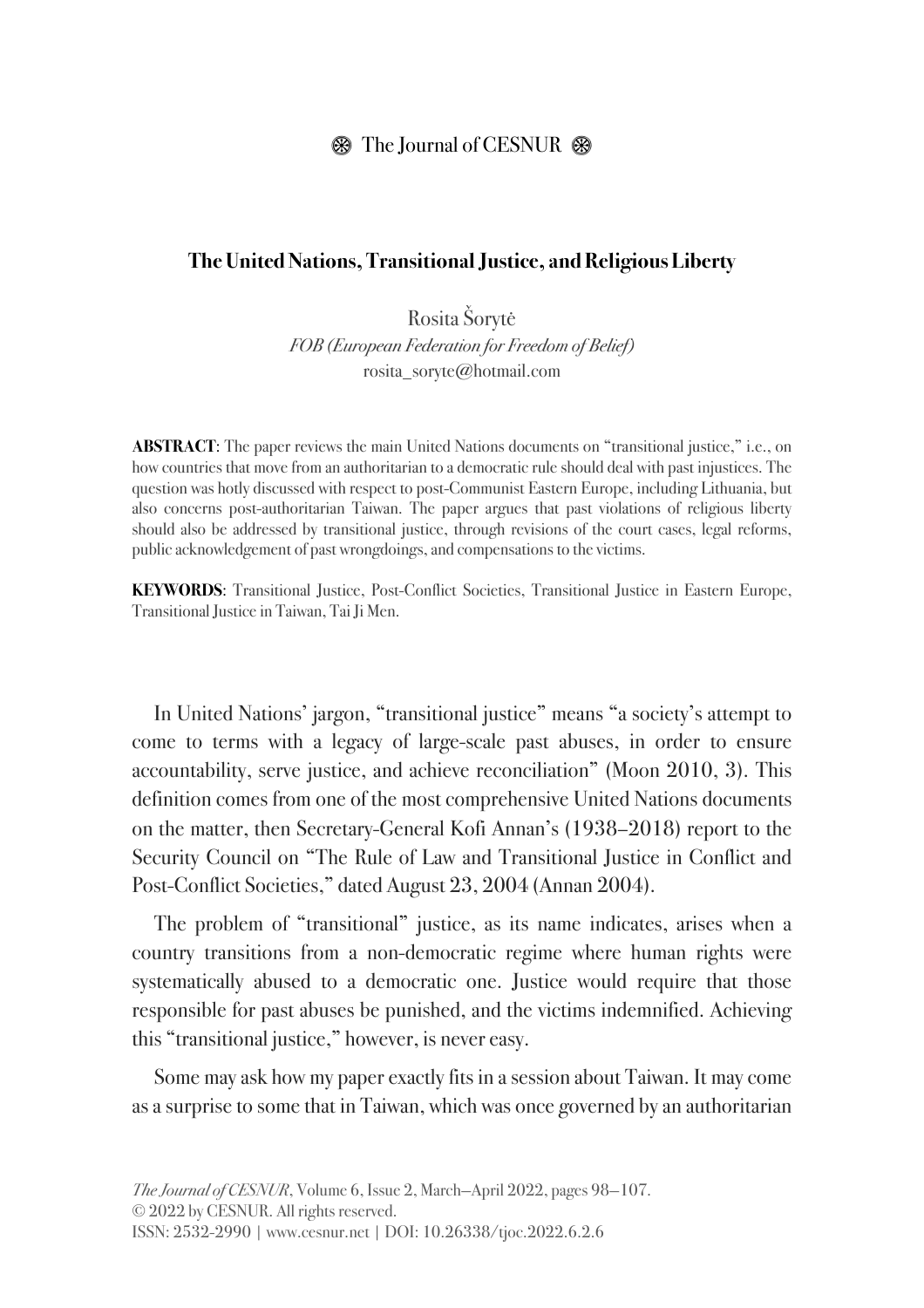# The United Nations, Transitional Justice, and Religious Liberty

Rosita Šorytė
*FOB (European Federation for Freedom of Belief)*
rosita_soryte@hotmail.com

**ABSTRACT**: The paper reviews the main United Nations documents on "transitional justice," i.e., on how countries that move from an authoritarian to a democratic rule should deal with past injustices. The question was hotly discussed with respect to post-Communist Eastern Europe, including Lithuania, but also concerns post-authoritarian Taiwan. The paper argues that past violations of religious liberty should also be addressed by transitional justice, through revisions of the court cases, legal reforms, public acknowledgement of past wrongdoings, and compensations to the victims.

**KEYWORDS**: Transitional Justice, Post-Conflict Societies, Transitional Justice in Eastern Europe, Transitional Justice in Taiwan, Tai Ji Men.

In United Nations' jargon, "transitional justice" means "a society's attempt to come to terms with a legacy of large-scale past abuses, in order to ensure accountability, serve justice, and achieve reconciliation" (Moon 2010, 3). This definition comes from one of the most comprehensive United Nations documents on the matter, then Secretary-General Kofi Annan's (1938–2018) report to the Security Council on "The Rule of Law and Transitional Justice in Conflict and Post-Conflict Societies," dated August 23, 2004 (Annan 2004).

The problem of "transitional" justice, as its name indicates, arises when a country transitions from a non-democratic regime where human rights were systematically abused to a democratic one. Justice would require that those responsible for past abuses be punished, and the victims indemnified. Achieving this "transitional justice," however, is never easy.

Some may ask how my paper exactly fits in a session about Taiwan. It may come as a surprise to some that in Taiwan, which was once governed by an authoritarian

*The Journal of CESNUR*, Volume 6, Issue 2, March—April 2022, pages 98—107.
© 2022 by CESNUR. All rights reserved.
ISSN: 2532-2990 | www.cesnur.net | DOI: 10.26338/tjoc.2022.6.2.6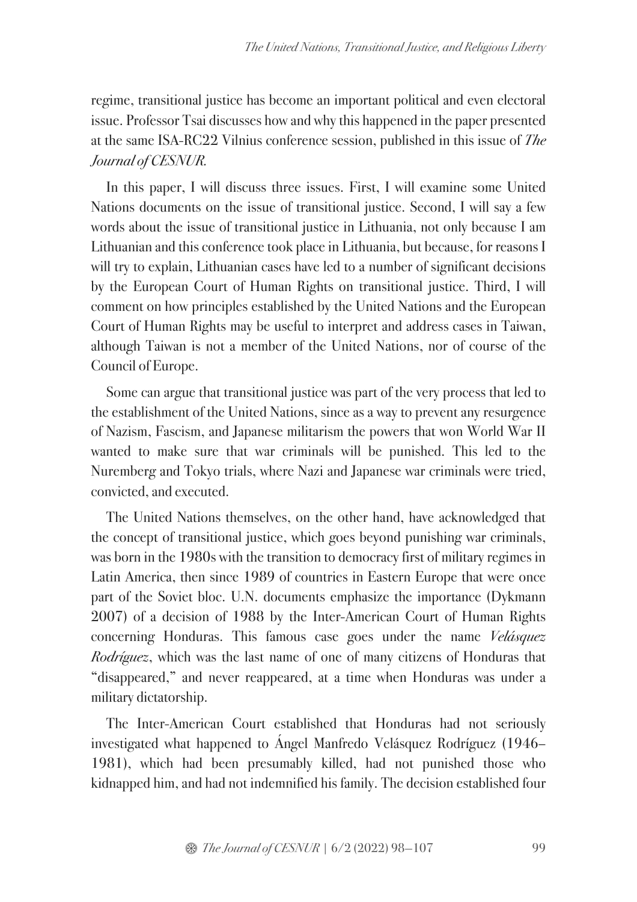regime, transitional justice has become an important political and even electoral issue. Professor Tsai discusses how and why this happened in the paper presented at the same ISA-RC22 Vilnius conference session, published in this issue of *The Journal of CESNUR*.

In this paper, I will discuss three issues. First, I will examine some United Nations documents on the issue of transitional justice. Second, I will say a few words about the issue of transitional justice in Lithuania, not only because I am Lithuanian and this conference took place in Lithuania, but because, for reasons I will try to explain, Lithuanian cases have led to a number of significant decisions by the European Court of Human Rights on transitional justice. Third, I will comment on how principles established by the United Nations and the European Court of Human Rights may be useful to interpret and address cases in Taiwan, although Taiwan is not a member of the United Nations, nor of course of the Council of Europe.

Some can argue that transitional justice was part of the very process that led to the establishment of the United Nations, since as a way to prevent any resurgence of Nazism, Fascism, and Japanese militarism the powers that won World War II wanted to make sure that war criminals will be punished. This led to the Nuremberg and Tokyo trials, where Nazi and Japanese war criminals were tried, convicted, and executed.

The United Nations themselves, on the other hand, have acknowledged that the concept of transitional justice, which goes beyond punishing war criminals, was born in the 1980s with the transition to democracy first of military regimes in Latin America, then since 1989 of countries in Eastern Europe that were once part of the Soviet bloc. U.N. documents emphasize the importance (Dykmann 2007) of a decision of 1988 by the Inter-American Court of Human Rights concerning Honduras. This famous case goes under the name *Velásquez Rodríguez*, which was the last name of one of many citizens of Honduras that "disappeared," and never reappeared, at a time when Honduras was under a military dictatorship.

The Inter-American Court established that Honduras had not seriously investigated what happened to Ángel Manfredo Velásquez Rodríguez (1946–1981), which had been presumably killed, had not punished those who kidnapped him, and had not indemnified his family. The decision established four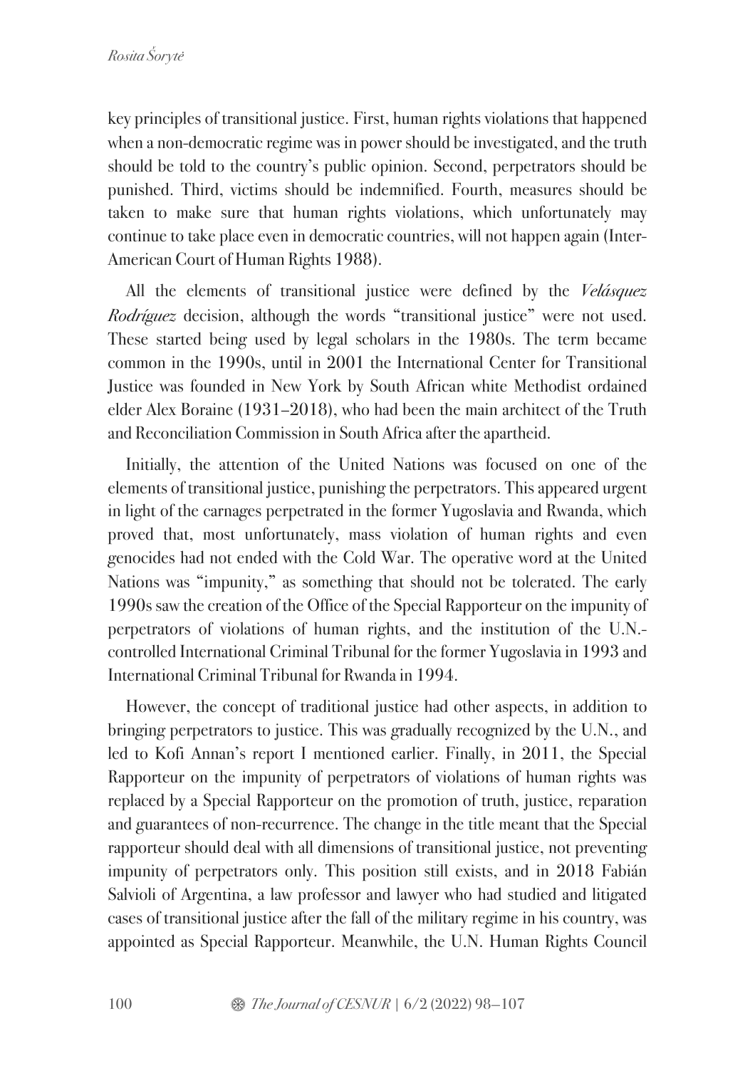key principles of transitional justice. First, human rights violations that happened when a non-democratic regime was in power should be investigated, and the truth should be told to the country's public opinion. Second, perpetrators should be punished. Third, victims should be indemnified. Fourth, measures should be taken to make sure that human rights violations, which unfortunately may continue to take place even in democratic countries, will not happen again (Inter-American Court of Human Rights 1988).

All the elements of transitional justice were defined by the *Velásquez Rodríguez* decision, although the words "transitional justice" were not used. These started being used by legal scholars in the 1980s. The term became common in the 1990s, until in 2001 the International Center for Transitional Justice was founded in New York by South African white Methodist ordained elder Alex Boraine (1931–2018), who had been the main architect of the Truth and Reconciliation Commission in South Africa after the apartheid.

Initially, the attention of the United Nations was focused on one of the elements of transitional justice, punishing the perpetrators. This appeared urgent in light of the carnages perpetrated in the former Yugoslavia and Rwanda, which proved that, most unfortunately, mass violation of human rights and even genocides had not ended with the Cold War. The operative word at the United Nations was "impunity," as something that should not be tolerated. The early 1990s saw the creation of the Office of the Special Rapporteur on the impunity of perpetrators of violations of human rights, and the institution of the U.N.-controlled International Criminal Tribunal for the former Yugoslavia in 1993 and International Criminal Tribunal for Rwanda in 1994.

However, the concept of traditional justice had other aspects, in addition to bringing perpetrators to justice. This was gradually recognized by the U.N., and led to Kofi Annan's report I mentioned earlier. Finally, in 2011, the Special Rapporteur on the impunity of perpetrators of violations of human rights was replaced by a Special Rapporteur on the promotion of truth, justice, reparation and guarantees of non-recurrence. The change in the title meant that the Special rapporteur should deal with all dimensions of transitional justice, not preventing impunity of perpetrators only. This position still exists, and in 2018 Fabián Salvioli of Argentina, a law professor and lawyer who had studied and litigated cases of transitional justice after the fall of the military regime in his country, was appointed as Special Rapporteur. Meanwhile, the U.N. Human Rights Council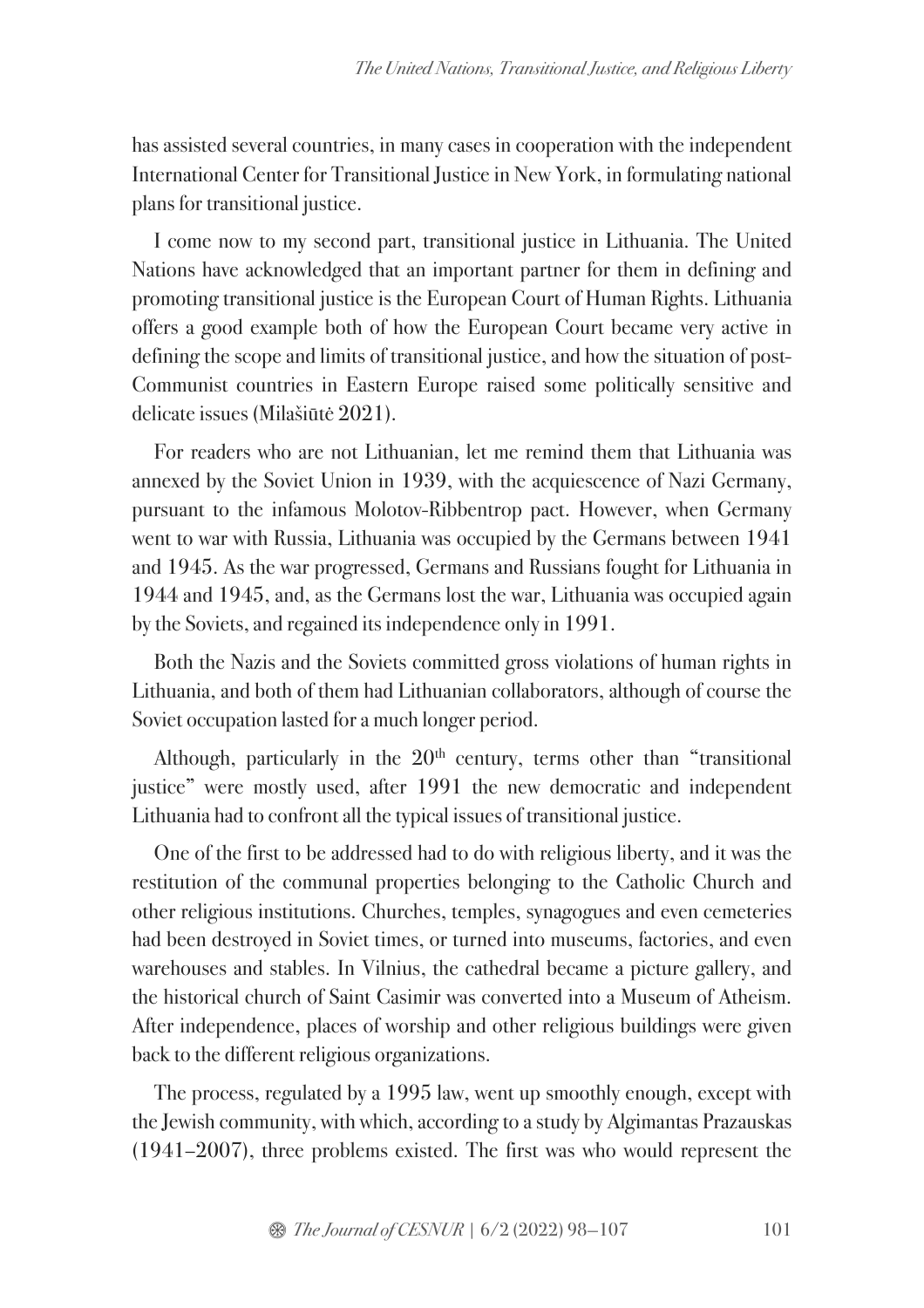has assisted several countries, in many cases in cooperation with the independent International Center for Transitional Justice in New York, in formulating national plans for transitional justice.

I come now to my second part, transitional justice in Lithuania. The United Nations have acknowledged that an important partner for them in defining and promoting transitional justice is the European Court of Human Rights. Lithuania offers a good example both of how the European Court became very active in defining the scope and limits of transitional justice, and how the situation of post-Communist countries in Eastern Europe raised some politically sensitive and delicate issues (Milašiūtė 2021).

For readers who are not Lithuanian, let me remind them that Lithuania was annexed by the Soviet Union in 1939, with the acquiescence of Nazi Germany, pursuant to the infamous Molotov-Ribbentrop pact. However, when Germany went to war with Russia, Lithuania was occupied by the Germans between 1941 and 1945. As the war progressed, Germans and Russians fought for Lithuania in 1944 and 1945, and, as the Germans lost the war, Lithuania was occupied again by the Soviets, and regained its independence only in 1991.

Both the Nazis and the Soviets committed gross violations of human rights in Lithuania, and both of them had Lithuanian collaborators, although of course the Soviet occupation lasted for a much longer period.

Although, particularly in the 20th century, terms other than "transitional justice" were mostly used, after 1991 the new democratic and independent Lithuania had to confront all the typical issues of transitional justice.

One of the first to be addressed had to do with religious liberty, and it was the restitution of the communal properties belonging to the Catholic Church and other religious institutions. Churches, temples, synagogues and even cemeteries had been destroyed in Soviet times, or turned into museums, factories, and even warehouses and stables. In Vilnius, the cathedral became a picture gallery, and the historical church of Saint Casimir was converted into a Museum of Atheism. After independence, places of worship and other religious buildings were given back to the different religious organizations.

The process, regulated by a 1995 law, went up smoothly enough, except with the Jewish community, with which, according to a study by Algimantas Prazauskas (1941–2007), three problems existed. The first was who would represent the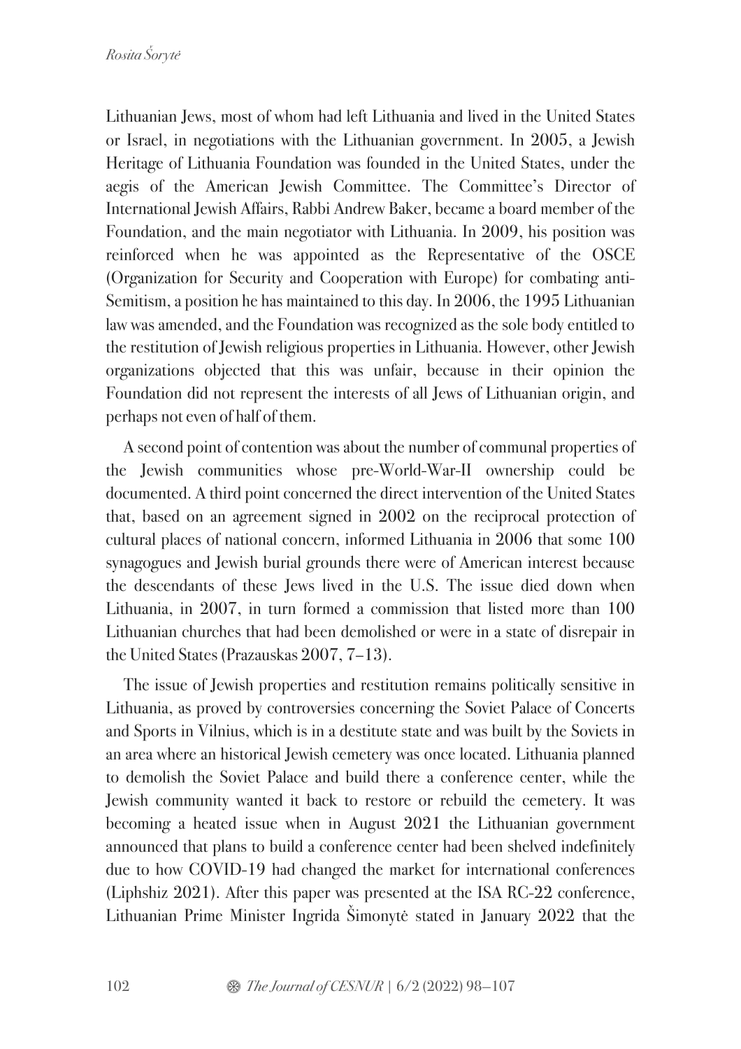Lithuanian Jews, most of whom had left Lithuania and lived in the United States or Israel, in negotiations with the Lithuanian government. In 2005, a Jewish Heritage of Lithuania Foundation was founded in the United States, under the aegis of the American Jewish Committee. The Committee's Director of International Jewish Affairs, Rabbi Andrew Baker, became a board member of the Foundation, and the main negotiator with Lithuania. In 2009, his position was reinforced when he was appointed as the Representative of the OSCE (Organization for Security and Cooperation with Europe) for combating anti-Semitism, a position he has maintained to this day. In 2006, the 1995 Lithuanian law was amended, and the Foundation was recognized as the sole body entitled to the restitution of Jewish religious properties in Lithuania. However, other Jewish organizations objected that this was unfair, because in their opinion the Foundation did not represent the interests of all Jews of Lithuanian origin, and perhaps not even of half of them.

A second point of contention was about the number of communal properties of the Jewish communities whose pre-World-War-II ownership could be documented. A third point concerned the direct intervention of the United States that, based on an agreement signed in 2002 on the reciprocal protection of cultural places of national concern, informed Lithuania in 2006 that some 100 synagogues and Jewish burial grounds there were of American interest because the descendants of these Jews lived in the U.S. The issue died down when Lithuania, in 2007, in turn formed a commission that listed more than 100 Lithuanian churches that had been demolished or were in a state of disrepair in the United States (Prazauskas 2007, 7–13).

The issue of Jewish properties and restitution remains politically sensitive in Lithuania, as proved by controversies concerning the Soviet Palace of Concerts and Sports in Vilnius, which is in a destitute state and was built by the Soviets in an area where an historical Jewish cemetery was once located. Lithuania planned to demolish the Soviet Palace and build there a conference center, while the Jewish community wanted it back to restore or rebuild the cemetery. It was becoming a heated issue when in August 2021 the Lithuanian government announced that plans to build a conference center had been shelved indefinitely due to how COVID-19 had changed the market for international conferences (Liphshiz 2021). After this paper was presented at the ISA RC-22 conference, Lithuanian Prime Minister Ingrida Šimonytė stated in January 2022 that the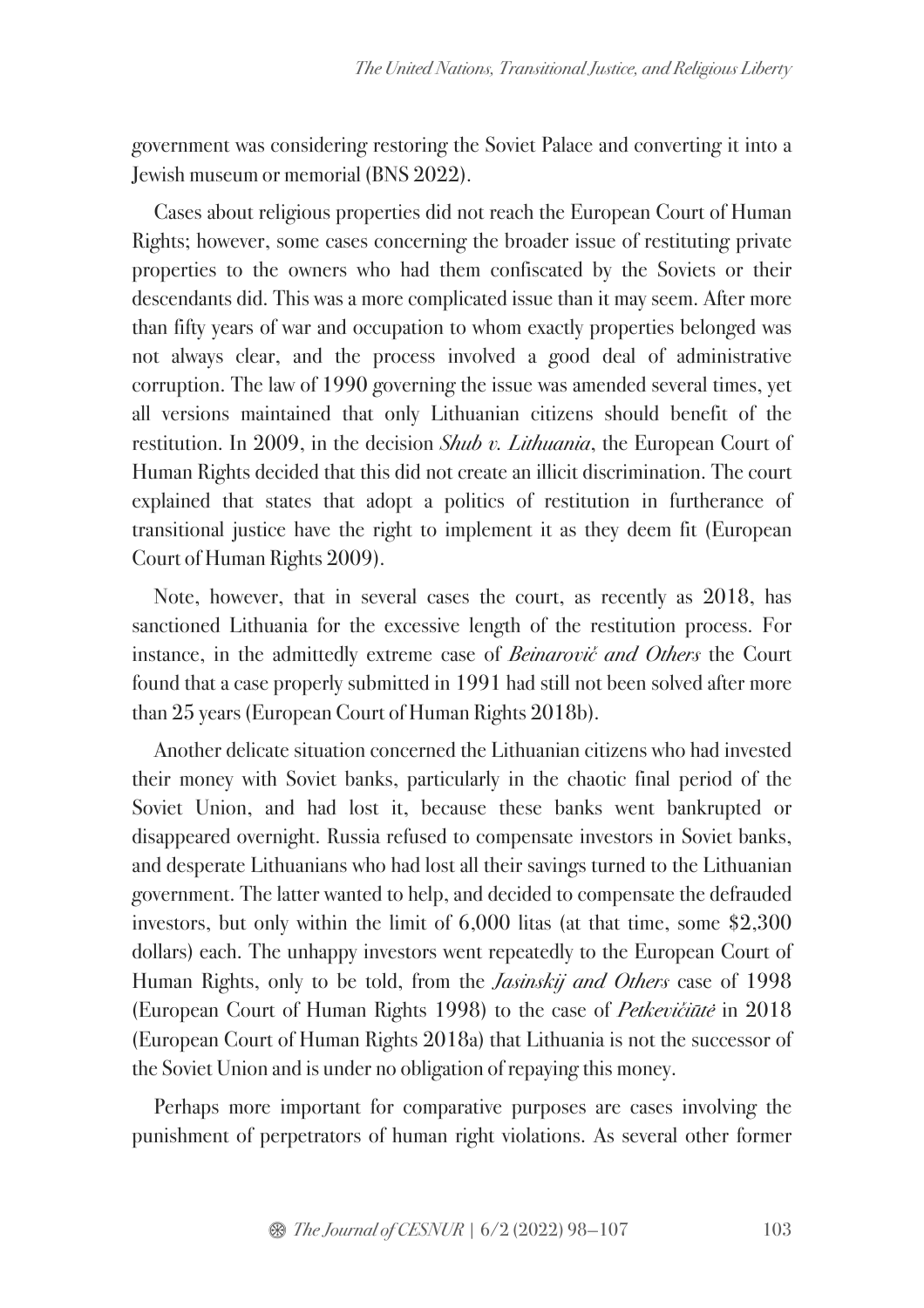government was considering restoring the Soviet Palace and converting it into a Jewish museum or memorial (BNS 2022).

Cases about religious properties did not reach the European Court of Human Rights; however, some cases concerning the broader issue of restituting private properties to the owners who had them confiscated by the Soviets or their descendants did. This was a more complicated issue than it may seem. After more than fifty years of war and occupation to whom exactly properties belonged was not always clear, and the process involved a good deal of administrative corruption. The law of 1990 governing the issue was amended several times, yet all versions maintained that only Lithuanian citizens should benefit of the restitution. In 2009, in the decision *Shub v. Lithuania*, the European Court of Human Rights decided that this did not create an illicit discrimination. The court explained that states that adopt a politics of restitution in furtherance of transitional justice have the right to implement it as they deem fit (European Court of Human Rights 2009).

Note, however, that in several cases the court, as recently as 2018, has sanctioned Lithuania for the excessive length of the restitution process. For instance, in the admittedly extreme case of *Beinarovič and Others* the Court found that a case properly submitted in 1991 had still not been solved after more than 25 years (European Court of Human Rights 2018b).

Another delicate situation concerned the Lithuanian citizens who had invested their money with Soviet banks, particularly in the chaotic final period of the Soviet Union, and had lost it, because these banks went bankrupted or disappeared overnight. Russia refused to compensate investors in Soviet banks, and desperate Lithuanians who had lost all their savings turned to the Lithuanian government. The latter wanted to help, and decided to compensate the defrauded investors, but only within the limit of 6,000 litas (at that time, some $2,300 dollars) each. The unhappy investors went repeatedly to the European Court of Human Rights, only to be told, from the *Jasinskij and Others* case of 1998 (European Court of Human Rights 1998) to the case of *Petkevičiūtė* in 2018 (European Court of Human Rights 2018a) that Lithuania is not the successor of the Soviet Union and is under no obligation of repaying this money.

Perhaps more important for comparative purposes are cases involving the punishment of perpetrators of human right violations. As several other former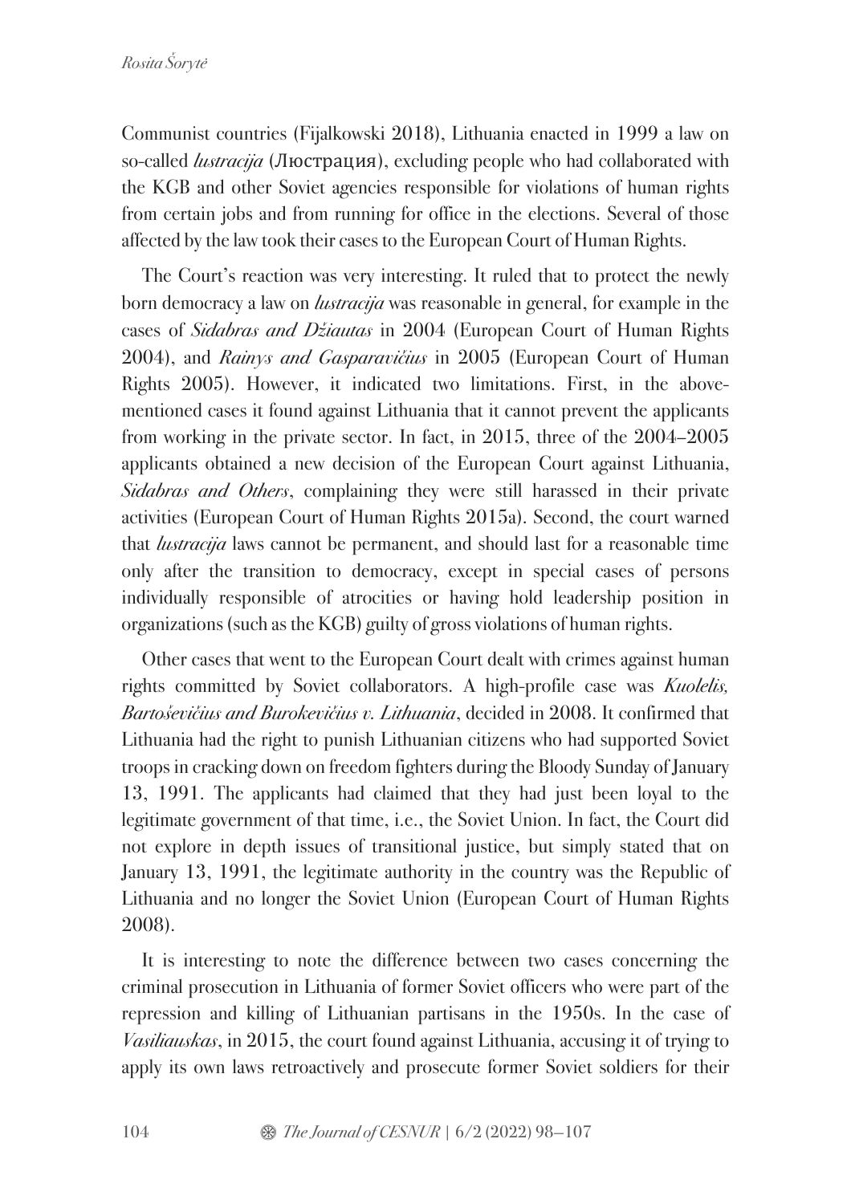Communist countries (Fijalkowski 2018), Lithuania enacted in 1999 a law on so-called *lustracija* (Люстрация), excluding people who had collaborated with the KGB and other Soviet agencies responsible for violations of human rights from certain jobs and from running for office in the elections. Several of those affected by the law took their cases to the European Court of Human Rights.

The Court's reaction was very interesting. It ruled that to protect the newly born democracy a law on *lustracija* was reasonable in general, for example in the cases of *Sidabras and Džiautas* in 2004 (European Court of Human Rights 2004), and *Rainys and Gasparavičius* in 2005 (European Court of Human Rights 2005). However, it indicated two limitations. First, in the above-mentioned cases it found against Lithuania that it cannot prevent the applicants from working in the private sector. In fact, in 2015, three of the 2004–2005 applicants obtained a new decision of the European Court against Lithuania, *Sidabras and Others*, complaining they were still harassed in their private activities (European Court of Human Rights 2015a). Second, the court warned that *lustracija* laws cannot be permanent, and should last for a reasonable time only after the transition to democracy, except in special cases of persons individually responsible of atrocities or having hold leadership position in organizations (such as the KGB) guilty of gross violations of human rights.

Other cases that went to the European Court dealt with crimes against human rights committed by Soviet collaborators. A high-profile case was *Kuolelis, Bartoševičius and Burokevičius v. Lithuania*, decided in 2008. It confirmed that Lithuania had the right to punish Lithuanian citizens who had supported Soviet troops in cracking down on freedom fighters during the Bloody Sunday of January 13, 1991. The applicants had claimed that they had just been loyal to the legitimate government of that time, i.e., the Soviet Union. In fact, the Court did not explore in depth issues of transitional justice, but simply stated that on January 13, 1991, the legitimate authority in the country was the Republic of Lithuania and no longer the Soviet Union (European Court of Human Rights 2008).

It is interesting to note the difference between two cases concerning the criminal prosecution in Lithuania of former Soviet officers who were part of the repression and killing of Lithuanian partisans in the 1950s. In the case of *Vasiliauskas*, in 2015, the court found against Lithuania, accusing it of trying to apply its own laws retroactively and prosecute former Soviet soldiers for their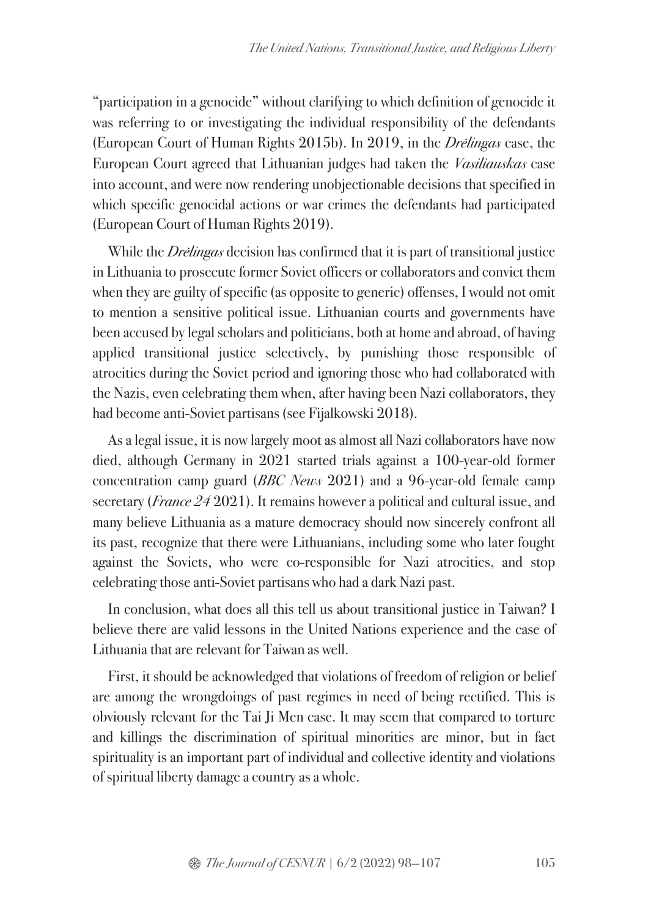"participation in a genocide" without clarifying to which definition of genocide it was referring to or investigating the individual responsibility of the defendants (European Court of Human Rights 2015b). In 2019, in the *Drėlingas* case, the European Court agreed that Lithuanian judges had taken the *Vasiliauskas* case into account, and were now rendering unobjectionable decisions that specified in which specific genocidal actions or war crimes the defendants had participated (European Court of Human Rights 2019).

While the *Drėlingas* decision has confirmed that it is part of transitional justice in Lithuania to prosecute former Soviet officers or collaborators and convict them when they are guilty of specific (as opposite to generic) offenses, I would not omit to mention a sensitive political issue. Lithuanian courts and governments have been accused by legal scholars and politicians, both at home and abroad, of having applied transitional justice selectively, by punishing those responsible of atrocities during the Soviet period and ignoring those who had collaborated with the Nazis, even celebrating them when, after having been Nazi collaborators, they had become anti-Soviet partisans (see Fijalkowski 2018).

As a legal issue, it is now largely moot as almost all Nazi collaborators have now died, although Germany in 2021 started trials against a 100-year-old former concentration camp guard (*BBC News* 2021) and a 96-year-old female camp secretary (*France 24* 2021). It remains however a political and cultural issue, and many believe Lithuania as a mature democracy should now sincerely confront all its past, recognize that there were Lithuanians, including some who later fought against the Soviets, who were co-responsible for Nazi atrocities, and stop celebrating those anti-Soviet partisans who had a dark Nazi past.

In conclusion, what does all this tell us about transitional justice in Taiwan? I believe there are valid lessons in the United Nations experience and the case of Lithuania that are relevant for Taiwan as well.

First, it should be acknowledged that violations of freedom of religion or belief are among the wrongdoings of past regimes in need of being rectified. This is obviously relevant for the Tai Ji Men case. It may seem that compared to torture and killings the discrimination of spiritual minorities are minor, but in fact spirituality is an important part of individual and collective identity and violations of spiritual liberty damage a country as a whole.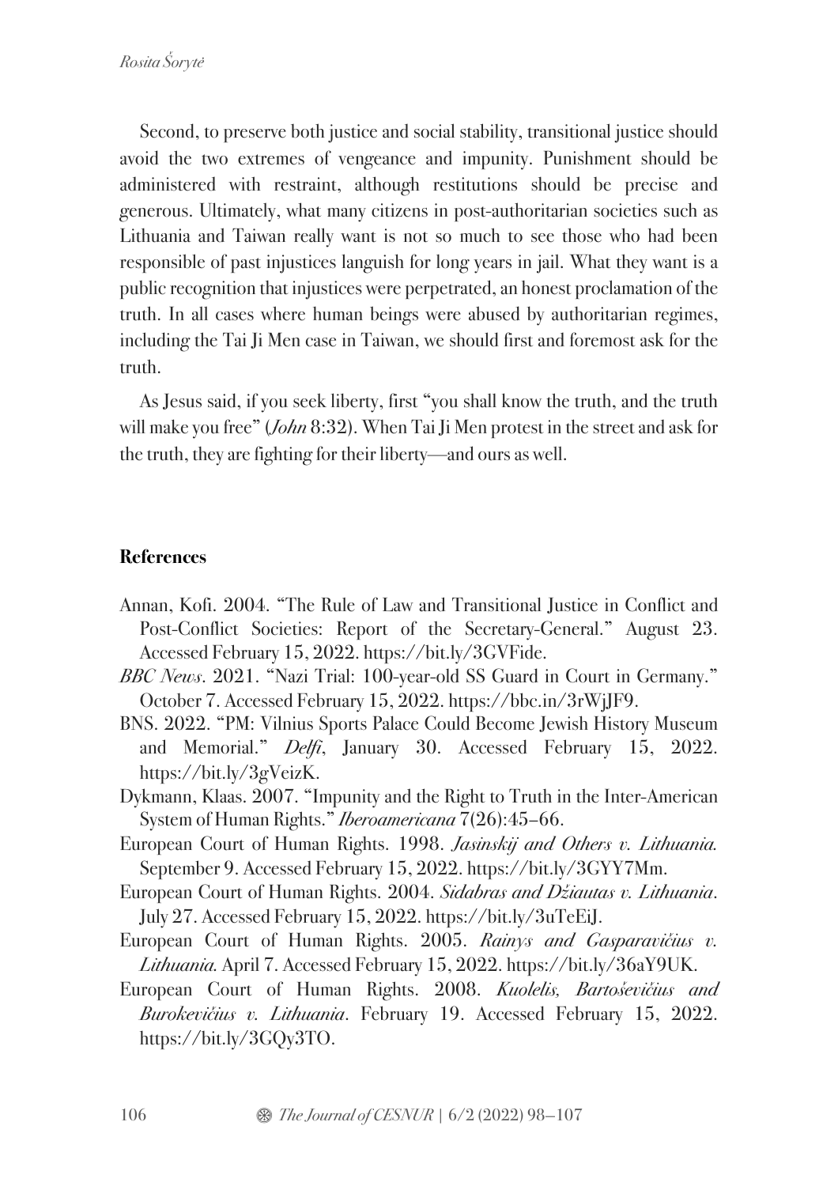Second, to preserve both justice and social stability, transitional justice should avoid the two extremes of vengeance and impunity. Punishment should be administered with restraint, although restitutions should be precise and generous. Ultimately, what many citizens in post-authoritarian societies such as Lithuania and Taiwan really want is not so much to see those who had been responsible of past injustices languish for long years in jail. What they want is a public recognition that injustices were perpetrated, an honest proclamation of the truth. In all cases where human beings were abused by authoritarian regimes, including the Tai Ji Men case in Taiwan, we should first and foremost ask for the truth.

As Jesus said, if you seek liberty, first "you shall know the truth, and the truth will make you free" (*John* 8:32). When Tai Ji Men protest in the street and ask for the truth, they are fighting for their liberty—and ours as well.

## References

Annan, Kofi. 2004. "The Rule of Law and Transitional Justice in Conflict and Post-Conflict Societies: Report of the Secretary-General." August 23. Accessed February 15, 2022. https://bit.ly/3GVFide.

*BBC News*. 2021. "Nazi Trial: 100-year-old SS Guard in Court in Germany." October 7. Accessed February 15, 2022. https://bbc.in/3rWjJF9.

BNS. 2022. "PM: Vilnius Sports Palace Could Become Jewish History Museum and Memorial." *Delfi*, January 30. Accessed February 15, 2022. https://bit.ly/3gVeizK.

Dykmann, Klaas. 2007. "Impunity and the Right to Truth in the Inter-American System of Human Rights." *Iberoamericana* 7(26):45–66.

European Court of Human Rights. 1998. *Jasinskij and Others v. Lithuania.* September 9. Accessed February 15, 2022. https://bit.ly/3GYY7Mm.

European Court of Human Rights. 2004. *Sidabras and Džiautas v. Lithuania*. July 27. Accessed February 15, 2022. https://bit.ly/3uTeEiJ.

European Court of Human Rights. 2005. *Rainys and Gasparavičius v. Lithuania.* April 7. Accessed February 15, 2022. https://bit.ly/36aY9UK.

European Court of Human Rights. 2008. *Kuolelis, Bartoševičius and Burokevičius v. Lithuania*. February 19. Accessed February 15, 2022. https://bit.ly/3GQy3TO.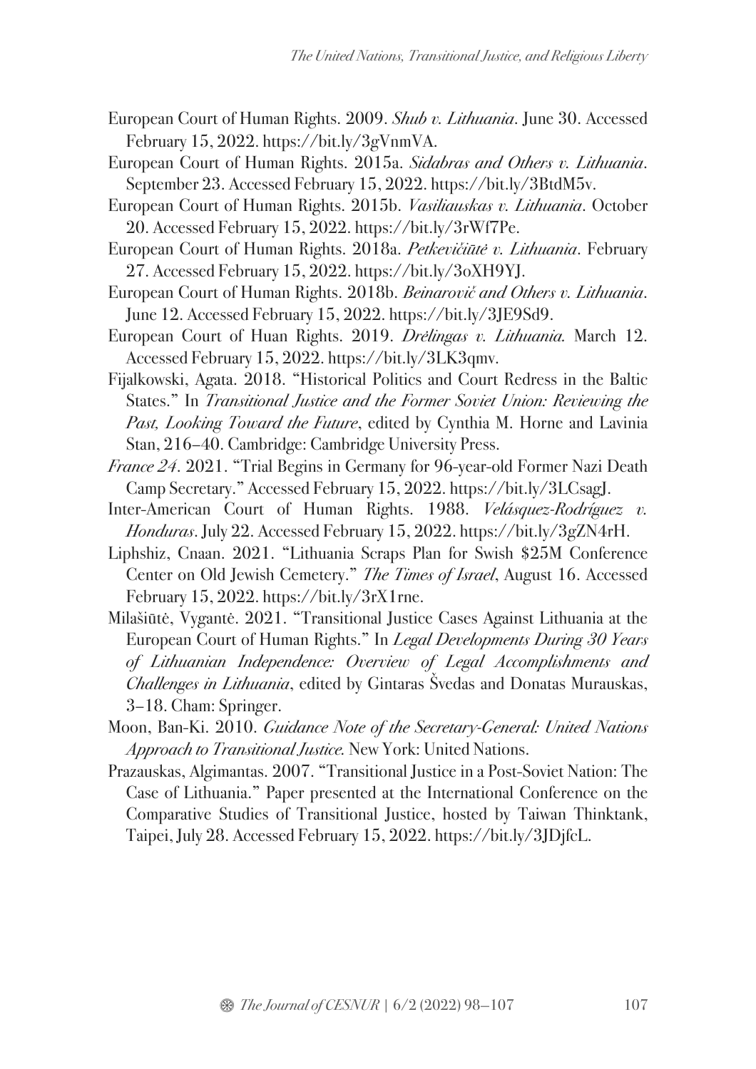European Court of Human Rights. 2009. *Shub v. Lithuania*. June 30. Accessed February 15, 2022. https://bit.ly/3gVnmVA.

European Court of Human Rights. 2015a. *Sidabras and Others v. Lithuania*. September 23. Accessed February 15, 2022. https://bit.ly/3BtdM5v.

European Court of Human Rights. 2015b. *Vasiliauskas v. Lithuania*. October 20. Accessed February 15, 2022. https://bit.ly/3rWf7Pe.

European Court of Human Rights. 2018a. *Petkevičiūtė v. Lithuania*. February 27. Accessed February 15, 2022. https://bit.ly/3oXH9YJ.

European Court of Human Rights. 2018b. *Beinarovič and Others v. Lithuania*. June 12. Accessed February 15, 2022. https://bit.ly/3JE9Sd9.

European Court of Huan Rights. 2019. *Drėlingas v. Lithuania.* March 12. Accessed February 15, 2022. https://bit.ly/3LK3qmv.

Fijalkowski, Agata. 2018. "Historical Politics and Court Redress in the Baltic States." In *Transitional Justice and the Former Soviet Union: Reviewing the Past, Looking Toward the Future*, edited by Cynthia M. Horne and Lavinia Stan, 216–40. Cambridge: Cambridge University Press.

*France 24*. 2021. "Trial Begins in Germany for 96-year-old Former Nazi Death Camp Secretary." Accessed February 15, 2022. https://bit.ly/3LCsagJ.

Inter-American Court of Human Rights. 1988. *Velásquez-Rodríguez v. Honduras*. July 22. Accessed February 15, 2022. https://bit.ly/3gZN4rH.

Liphshiz, Cnaan. 2021. "Lithuania Scraps Plan for Swish $25M Conference Center on Old Jewish Cemetery." *The Times of Israel*, August 16. Accessed February 15, 2022. https://bit.ly/3rX1rne.

Milašiūtė, Vygantė. 2021. "Transitional Justice Cases Against Lithuania at the European Court of Human Rights." In *Legal Developments During 30 Years of Lithuanian Independence: Overview of Legal Accomplishments and Challenges in Lithuania*, edited by Gintaras Švedas and Donatas Murauskas, 3–18. Cham: Springer.

Moon, Ban-Ki. 2010. *Guidance Note of the Secretary-General: United Nations Approach to Transitional Justice.* New York: United Nations.

Prazauskas, Algimantas. 2007. "Transitional Justice in a Post-Soviet Nation: The Case of Lithuania." Paper presented at the International Conference on the Comparative Studies of Transitional Justice, hosted by Taiwan Thinktank, Taipei, July 28. Accessed February 15, 2022. https://bit.ly/3JDjfcL.